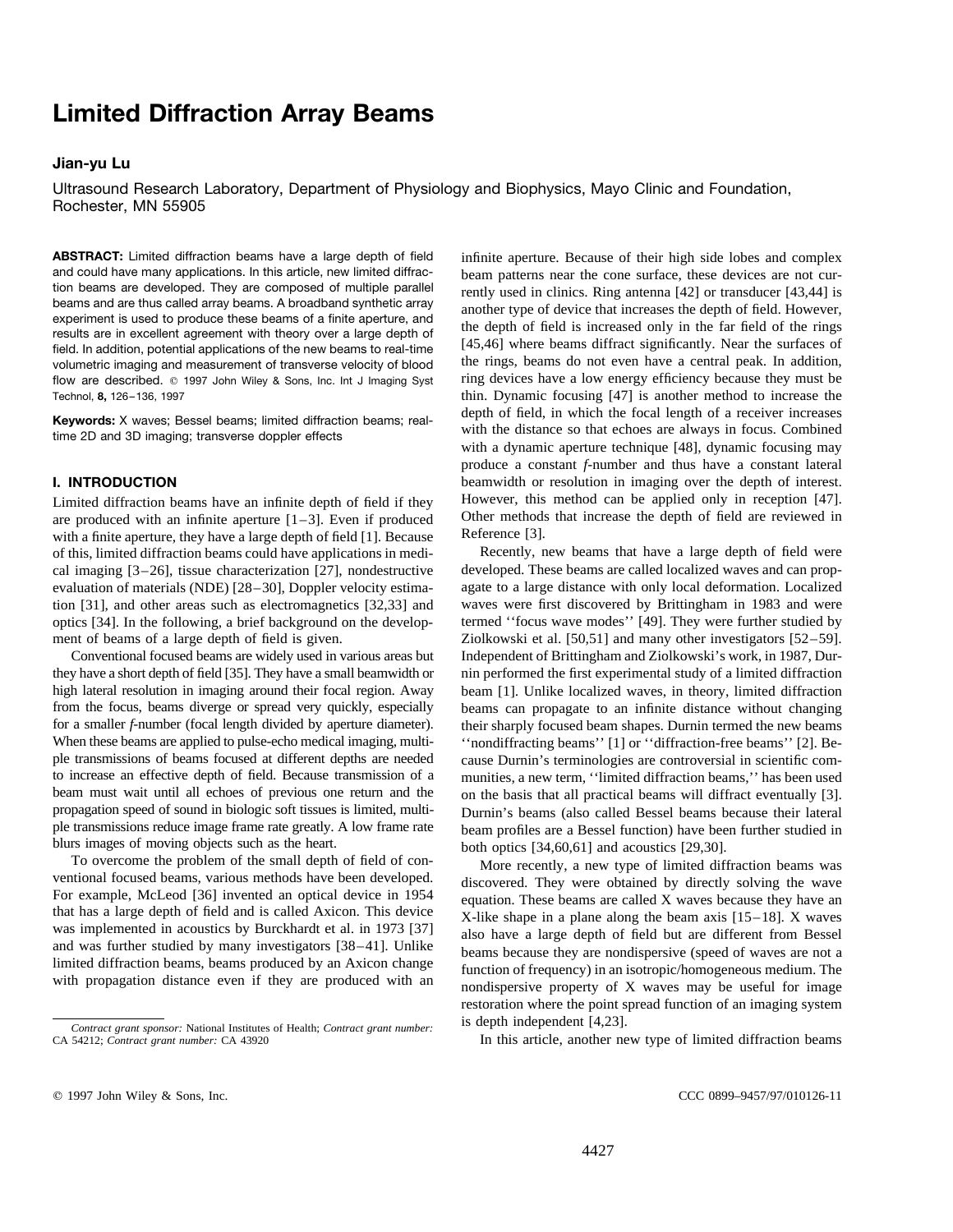# Limited Diffraction Array Beams

**Jian-yu Lu**

Ultrasound Research Laboratory, Department of Physiology and Biophysics, Mayo Clinic and Foundation, Rochester, MN 55905

**ABSTRACT:** Limited diffraction beams have a large depth of field and could have many applications. In this article, new limited diffraction beams are developed. They are composed of multiple parallel beams and are thus called array beams. A broadband synthetic array experiment is used to produce these beams of a finite aperture, and results are in excellent agreement with theory over a large depth of field. In addition, potential applications of the new beams to real-time volumetric imaging and measurement of transverse velocity of blood flow are described. © 1997 John Wiley & Sons, Inc. Int J Imaging Syst Technol, **8,** 126–136, 1997

**Keywords:** X waves; Bessel beams; limited diffraction beams; real-time 2D and 3D imaging; transverse doppler effects

## I. INTRODUCTION

Limited diffraction beams have an infinite depth of field if they are produced with an infinite aperture [1–3]. Even if produced with a finite aperture, they have a large depth of field [1]. Because of this, limited diffraction beams could have applications in medical imaging [3–26], tissue characterization [27], nondestructive evaluation of materials (NDE) [28–30], Doppler velocity estimation [31], and other areas such as electromagnetics [32,33] and optics [34]. In the following, a brief background on the development of beams of a large depth of field is given.

Conventional focused beams are widely used in various areas but they have a short depth of field [35]. They have a small beamwidth or high lateral resolution in imaging around their focal region. Away from the focus, beams diverge or spread very quickly, especially for a smaller *f*-number (focal length divided by aperture diameter). When these beams are applied to pulse-echo medical imaging, multiple transmissions of beams focused at different depths are needed to increase an effective depth of field. Because transmission of a beam must wait until all echoes of previous one return and the propagation speed of sound in biologic soft tissues is limited, multiple transmissions reduce image frame rate greatly. A low frame rate blurs images of moving objects such as the heart.

To overcome the problem of the small depth of field of conventional focused beams, various methods have been developed. For example, McLeod [36] invented an optical device in 1954 that has a large depth of field and is called Axicon. This device was implemented in acoustics by Burckhardt et al. in 1973 [37] and was further studied by many investigators [38–41]. Unlike limited diffraction beams, beams produced by an Axicon change with propagation distance even if they are produced with an infinite aperture. Because of their high side lobes and complex beam patterns near the cone surface, these devices are not currently used in clinics. Ring antenna [42] or transducer [43,44] is another type of device that increases the depth of field. However, the depth of field is increased only in the far field of the rings [45,46] where beams diffract significantly. Near the surfaces of the rings, beams do not even have a central peak. In addition, ring devices have a low energy efficiency because they must be thin. Dynamic focusing [47] is another method to increase the depth of field, in which the focal length of a receiver increases with the distance so that echoes are always in focus. Combined with a dynamic aperture technique [48], dynamic focusing may produce a constant *f*-number and thus have a constant lateral beamwidth or resolution in imaging over the depth of interest. However, this method can be applied only in reception [47]. Other methods that increase the depth of field are reviewed in Reference [3].

Recently, new beams that have a large depth of field were developed. These beams are called localized waves and can propagate to a large distance with only local deformation. Localized waves were first discovered by Brittingham in 1983 and were termed ''focus wave modes'' [49]. They were further studied by Ziolkowski et al. [50,51] and many other investigators [52–59]. Independent of Brittingham and Ziolkowski's work, in 1987, Durnin performed the first experimental study of a limited diffraction beam [1]. Unlike localized waves, in theory, limited diffraction beams can propagate to an infinite distance without changing their sharply focused beam shapes. Durnin termed the new beams ''nondiffracting beams'' [1] or ''diffraction-free beams'' [2]. Because Durnin's terminologies are controversial in scientific communities, a new term, ''limited diffraction beams,'' has been used on the basis that all practical beams will diffract eventually [3]. Durnin's beams (also called Bessel beams because their lateral beam profiles are a Bessel function) have been further studied in both optics [34,60,61] and acoustics [29,30].

More recently, a new type of limited diffraction beams was discovered. They were obtained by directly solving the wave equation. These beams are called X waves because they have an X-like shape in a plane along the beam axis [15–18]. X waves also have a large depth of field but are different from Bessel beams because they are nondispersive (speed of waves are not a function of frequency) in an isotropic/homogeneous medium. The nondispersive property of X waves may be useful for image restoration where the point spread function of an imaging system is depth independent [4,23].

In this article, another new type of limited diffraction beams

*Contract grant sponsor:* National Institutes of Health; *Contract grant number:* CA 54212; *Contract grant number:* CA 43920

© 1997 John Wiley & Sons, Inc. CCC 0899–9457/97/010126-11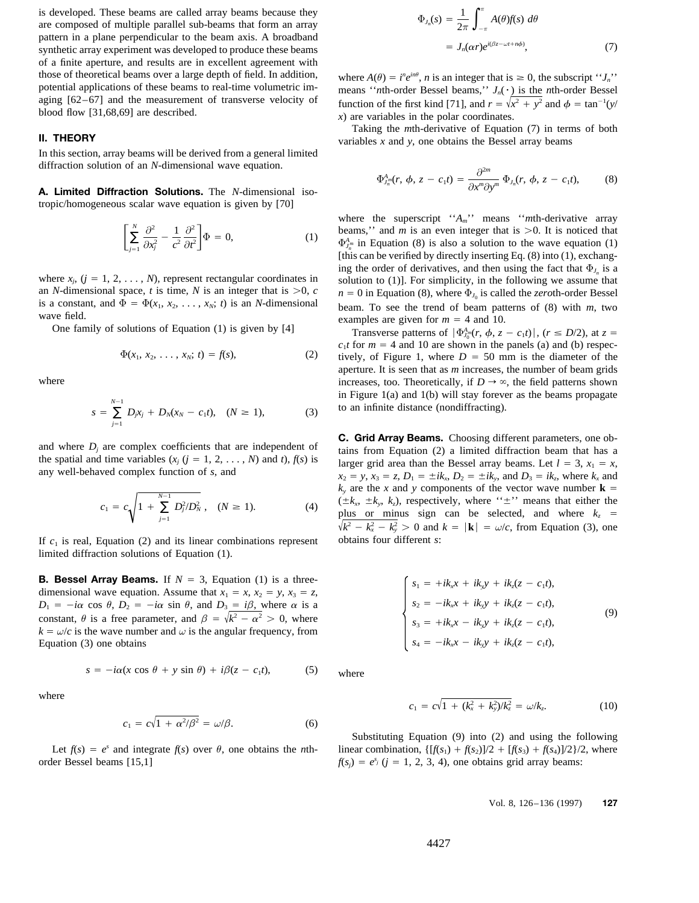is developed. These beams are called array beams because they are composed of multiple parallel sub-beams that form an array pattern in a plane perpendicular to the beam axis. A broadband synthetic array experiment was developed to produce these beams of a finite aperture, and results are in excellent agreement with those of theoretical beams over a large depth of field. In addition, potential applications of these beams to real-time volumetric imaging [62–67] and the measurement of transverse velocity of blood flow [31,68,69] are described.

## II. THEORY

In this section, array beams will be derived from a general limited diffraction solution of an $N$-dimensional wave equation.

**A. Limited Diffraction Solutions.** The $N$-dimensional isotropic/homogeneous scalar wave equation is given by [70]

$$\left[\sum_{j=1}^{N} \frac{\partial^2}{\partial x_j^2} - \frac{1}{c^2}\frac{\partial^2}{\partial t^2}\right]\Phi = 0, \tag{1}$$

where $x_j$, ($j = 1, 2, \ldots, N$), represent rectangular coordinates in an $N$-dimensional space, $t$ is time, $N$ is an integer that is $>0$, $c$ is a constant, and $\Phi = \Phi(x_1, x_2, \ldots, x_N; t)$ is an $N$-dimensional wave field.

One family of solutions of Equation (1) is given by [4]

$$\Phi(x_1, x_2, \ldots, x_N; t) = f(s), \tag{2}$$

where

$$s = \sum_{j=1}^{N-1} D_j x_j + D_N(x_N - c_1 t), \quad (N \geq 1), \tag{3}$$

and where $D_j$ are complex coefficients that are independent of the spatial and time variables ($x_j$ ($j = 1, 2, \ldots, N$) and $t$), $f(s)$ is any well-behaved complex function of $s$, and

$$c_1 = c\sqrt{1 + \sum_{j=1}^{N-1} D_j^2/D_N^2}, \quad (N \geq 1). \tag{4}$$

If $c_1$ is real, Equation (2) and its linear combinations represent limited diffraction solutions of Equation (1).

**B. Bessel Array Beams.** If $N = 3$, Equation (1) is a three-dimensional wave equation. Assume that $x_1 = x$, $x_2 = y$, $x_3 = z$, $D_1 = -i\alpha \cos\theta$, $D_2 = -i\alpha \sin\theta$, and $D_3 = i\beta$, where $\alpha$ is a constant, $\theta$ is a free parameter, and $\beta = \sqrt{k^2 - \alpha^2} > 0$, where $k = \omega/c$ is the wave number and $\omega$ is the angular frequency, from Equation (3) one obtains

$$s = -i\alpha(x\cos\theta + y\sin\theta) + i\beta(z - c_1 t), \tag{5}$$

where

$$c_1 = c\sqrt{1 + \alpha^2/\beta^2} = \omega/\beta. \tag{6}$$

Let $f(s) = e^s$ and integrate $f(s)$ over $\theta$, one obtains the $n$th-order Bessel beams [15,1]

$$\Phi_{J_n}(s) = \frac{1}{2\pi}\int_{-\pi}^{\pi} A(\theta) f(s)\, d\theta = J_n(\alpha r)e^{i(\beta z - \omega t + n\phi)}, \tag{7}$$

where $A(\theta) = i^n e^{in\theta}$, $n$ is an integer that is $\geq 0$, the subscript "$J_n$" means "$n$th-order Bessel beams," $J_n(\cdot)$ is the $n$th-order Bessel function of the first kind [71], and $r = \sqrt{x^2 + y^2}$ and $\phi = \tan^{-1}(y/x)$ are variables in the polar coordinates.

Taking the $m$th-derivative of Equation (7) in terms of both variables $x$ and $y$, one obtains the Bessel array beams

$$\Phi_{J_n}^{A_m}(r, \phi, z - c_1 t) = \frac{\partial^{2m}}{\partial x^m \partial y^m}\Phi_{J_n}(r, \phi, z - c_1 t), \tag{8}$$

where the superscript "$A_m$" means "$m$th-derivative array beams," and $m$ is an even integer that is $>0$. It is noticed that $\Phi_{J_n}^{A_m}$ in Equation (8) is also a solution to the wave equation (1) [this can be verified by directly inserting Eq. (8) into (1), exchanging the order of derivatives, and then using the fact that $\Phi_{J_n}$ is a solution to (1)]. For simplicity, in the following we assume that $n = 0$ in Equation (8), where $\Phi_{J_0}$ is called the *zero*th-order Bessel beam. To see the trend of beam patterns of (8) with $m$, two examples are given for $m = 4$ and 10.

Transverse patterns of $|\Phi_{J_0}^{A_m}(r, \phi, z - c_1 t)|$, ($r \leq D/2$), at $z = c_1 t$ for $m = 4$ and 10 are shown in the panels (a) and (b) respectively, of Figure 1, where $D = 50$ mm is the diameter of the aperture. It is seen that as $m$ increases, the number of beam grids increases, too. Theoretically, if $D \to \infty$, the field patterns shown in Figure 1(a) and 1(b) will stay forever as the beams propagate to an infinite distance (nondiffracting).

**C. Grid Array Beams.** Choosing different parameters, one obtains from Equation (2) a limited diffraction beam that has a larger grid area than the Bessel array beams. Let $l = 3$, $x_1 = x$, $x_2 = y$, $x_3 = z$, $D_1 = \pm ik_x$, $D_2 = \pm ik_y$, and $D_3 = ik_z$, where $k_x$ and $k_y$ are the $x$ and $y$ components of the vector wave number $\mathbf{k} = (\pm k_x, \pm k_y, k_z)$, respectively, where "$\pm$" means that either the plus or minus sign can be selected, and where $k_z = \sqrt{k^2 - k_x^2 - k_y^2} > 0$ and $k = |\mathbf{k}| = \omega/c$, from Equation (3), one obtains four different $s$:

$$\begin{cases} s_1 = +ik_x x + ik_y y + ik_z(z - c_1 t), \\ s_2 = -ik_x x + ik_y y + ik_z(z - c_1 t), \\ s_3 = +ik_x x - ik_y y + ik_z(z - c_1 t), \\ s_4 = -ik_x x - ik_y y + ik_z(z - c_1 t), \end{cases} \tag{9}$$

where

$$c_1 = c\sqrt{1 + (k_x^2 + k_y^2)/k_z^2} = \omega/k_z. \tag{10}$$

Substituting Equation (9) into (2) and using the following linear combination, $\{[f(s_1) + f(s_2)]/2 + [f(s_3) + f(s_4)]/2\}/2$, where $f(s_j) = e^{s_j}$ ($j = 1, 2, 3, 4$), one obtains grid array beams: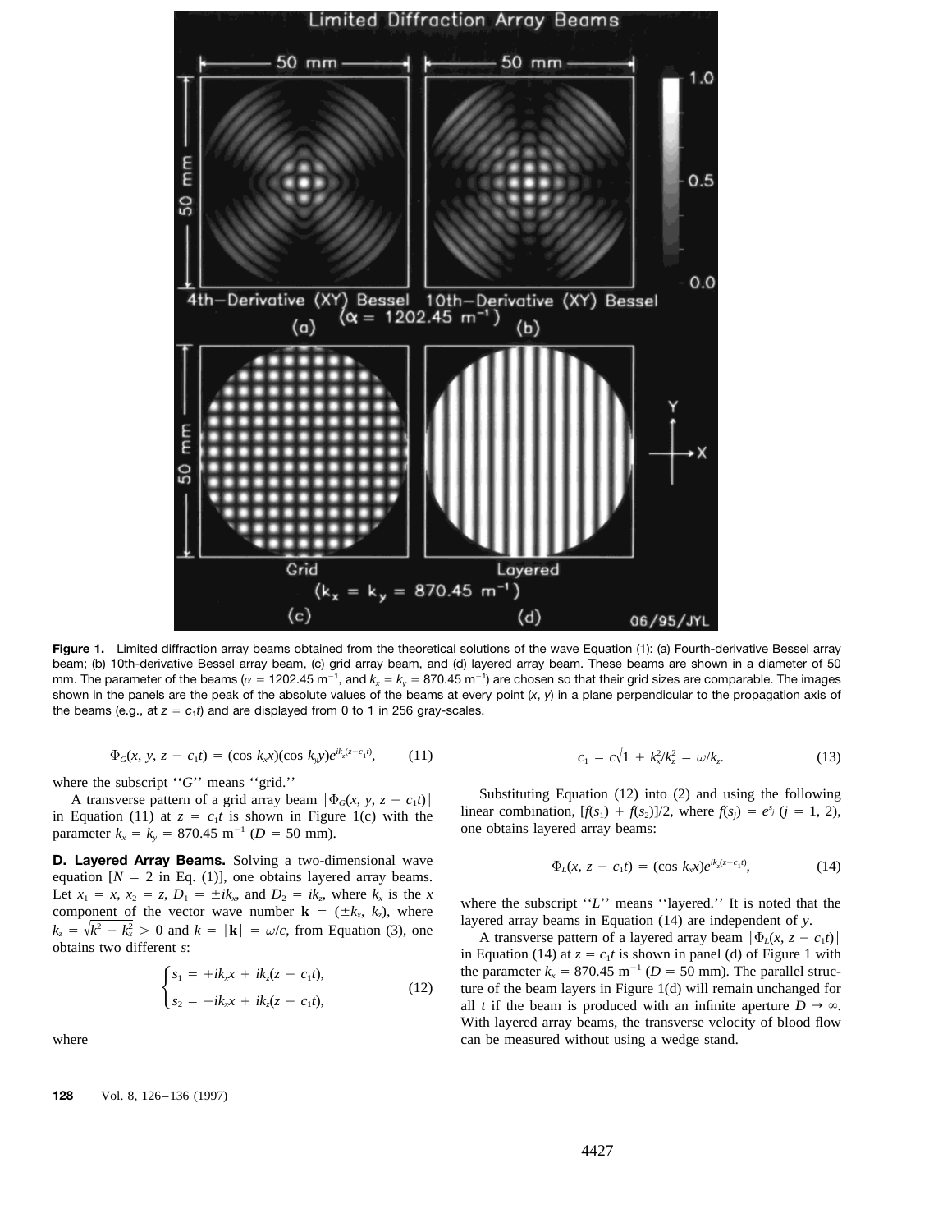**Figure 1.** Limited diffraction array beams obtained from the theoretical solutions of the wave Equation (1): (a) Fourth-derivative Bessel array beam; (b) 10th-derivative Bessel array beam, (c) grid array beam, and (d) layered array beam. These beams are shown in a diameter of 50 mm. The parameter of the beams ($\alpha = 1202.45$ m$^{-1}$, and $k_x = k_y = 870.45$ m$^{-1}$) are chosen so that their grid sizes are comparable. The images shown in the panels are the peak of the absolute values of the beams at every point $(x, y)$ in a plane perpendicular to the propagation axis of the beams (e.g., at $z = c_1 t$) and are displayed from 0 to 1 in 256 gray-scales.

$$\Phi_G(x, y, z - c_1 t) = (\cos k_x x)(\cos k_y y)e^{ik_z(z-c_1 t)}, \tag{11}$$

where the subscript "$G$" means "grid."

A transverse pattern of a grid array beam $|\Phi_G(x, y, z - c_1 t)|$ in Equation (11) at $z = c_1 t$ is shown in Figure 1(c) with the parameter $k_x = k_y = 870.45$ m$^{-1}$ ($D = 50$ mm).

**D. Layered Array Beams.** Solving a two-dimensional wave equation [$N = 2$ in Eq. (1)], one obtains layered array beams. Let $x_1 = x$, $x_2 = z$, $D_1 = \pm ik_x$, and $D_2 = ik_z$, where $k_x$ is the $x$ component of the vector wave number $\mathbf{k} = (\pm k_x, k_z)$, where $k_z = \sqrt{k^2 - k_x^2} > 0$ and $k = |\mathbf{k}| = \omega/c$, from Equation (3), one obtains two different $s$:

$$\begin{cases} s_1 = +ik_x x + ik_z(z - c_1 t), \\ s_2 = -ik_x x + ik_z(z - c_1 t), \end{cases} \tag{12}$$

where

$$c_1 = c\sqrt{1 + k_x^2/k_z^2} = \omega/k_z. \tag{13}$$

Substituting Equation (12) into (2) and using the following linear combination, $[f(s_1) + f(s_2)]/2$, where $f(s_j) = e^{s_j}$ ($j = 1, 2$), one obtains layered array beams:

$$\Phi_L(x, z - c_1 t) = (\cos k_x x)e^{ik_z(z-c_1 t)}, \tag{14}$$

where the subscript "$L$" means "layered." It is noted that the layered array beams in Equation (14) are independent of $y$.

A transverse pattern of a layered array beam $|\Phi_L(x, z - c_1 t)|$ in Equation (14) at $z = c_1 t$ is shown in panel (d) of Figure 1 with the parameter $k_x = 870.45$ m$^{-1}$ ($D = 50$ mm). The parallel structure of the beam layers in Figure 1(d) will remain unchanged for all $t$ if the beam is produced with an infinite aperture $D \to \infty$. With layered array beams, the transverse velocity of blood flow can be measured without using a wedge stand.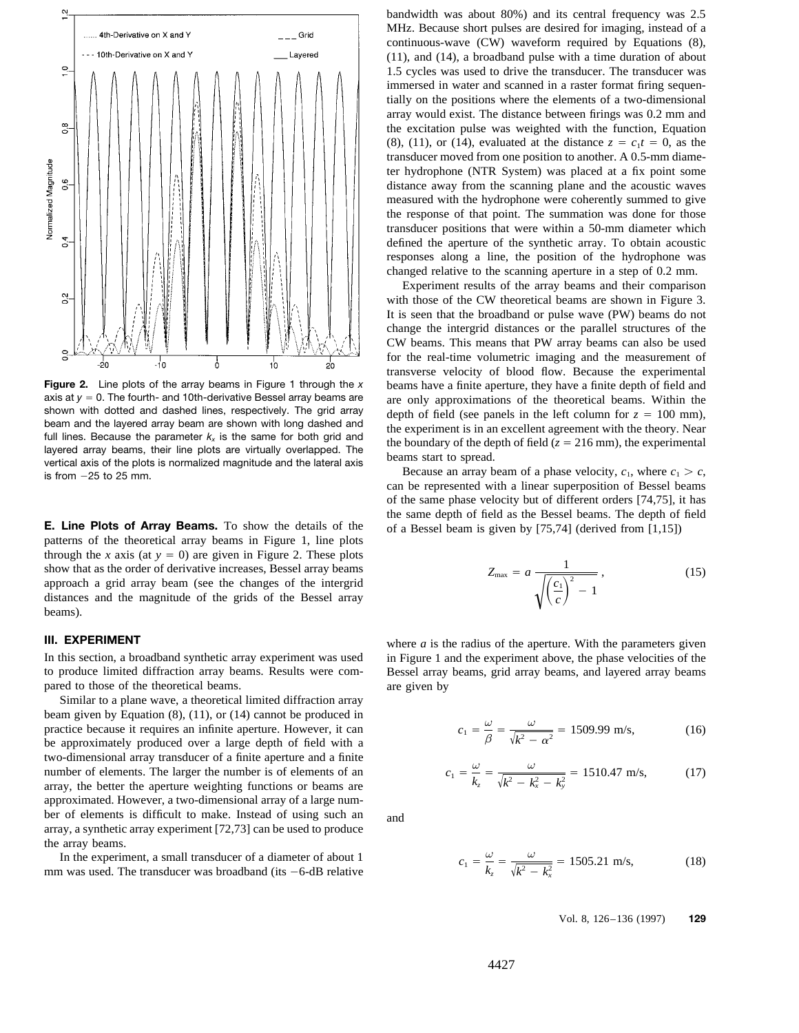Figure 2. Line plots of the array beams in Figure 1 through the $x$ axis at $y = 0$. The fourth- and 10th-derivative Bessel array beams are shown with dotted and dashed lines, respectively. The grid array beam and the layered array beam are shown with long dashed and full lines. Because the parameter $k_x$ is the same for both grid and layered array beams, their line plots are virtually overlapped. The vertical axis of the plots is normalized magnitude and the lateral axis is from −25 to 25 mm.

**E. Line Plots of Array Beams.** To show the details of the patterns of the theoretical array beams in Figure 1, line plots through the $x$ axis (at $y = 0$) are given in Figure 2. These plots show that as the order of derivative increases, Bessel array beams approach a grid array beam (see the changes of the intergrid distances and the magnitude of the grids of the Bessel array beams).

## III. EXPERIMENT

In this section, a broadband synthetic array experiment was used to produce limited diffraction array beams. Results were compared to those of the theoretical beams.

Similar to a plane wave, a theoretical limited diffraction array beam given by Equation (8), (11), or (14) cannot be produced in practice because it requires an infinite aperture. However, it can be approximately produced over a large depth of field with a two-dimensional array transducer of a finite aperture and a finite number of elements. The larger the number is of elements of an array, the better the aperture weighting functions or beams are approximated. However, a two-dimensional array of a large number of elements is difficult to make. Instead of using such an array, a synthetic array experiment [72,73] can be used to produce the array beams.

In the experiment, a small transducer of a diameter of about 1 mm was used. The transducer was broadband (its −6-dB relative bandwidth was about 80%) and its central frequency was 2.5 MHz. Because short pulses are desired for imaging, instead of a continuous-wave (CW) waveform required by Equations (8), (11), and (14), a broadband pulse with a time duration of about 1.5 cycles was used to drive the transducer. The transducer was immersed in water and scanned in a raster format firing sequentially on the positions where the elements of a two-dimensional array would exist. The distance between firings was 0.2 mm and the excitation pulse was weighted with the function, Equation (8), (11), or (14), evaluated at the distance $z = c_1 t = 0$, as the transducer moved from one position to another. A 0.5-mm diameter hydrophone (NTR System) was placed at a fix point some distance away from the scanning plane and the acoustic waves measured with the hydrophone were coherently summed to give the response of that point. The summation was done for those transducer positions that were within a 50-mm diameter which defined the aperture of the synthetic array. To obtain acoustic responses along a line, the position of the hydrophone was changed relative to the scanning aperture in a step of 0.2 mm.

Experiment results of the array beams and their comparison with those of the CW theoretical beams are shown in Figure 3. It is seen that the broadband or pulse wave (PW) beams do not change the intergrid distances or the parallel structures of the CW beams. This means that PW array beams can also be used for the real-time volumetric imaging and the measurement of transverse velocity of blood flow. Because the experimental beams have a finite aperture, they have a finite depth of field and are only approximations of the theoretical beams. Within the depth of field (see panels in the left column for $z = 100$ mm), the experiment is in an excellent agreement with the theory. Near the boundary of the depth of field ($z = 216$ mm), the experimental beams start to spread.

Because an array beam of a phase velocity, $c_1$, where $c_1 > c$, can be represented with a linear superposition of Bessel beams of the same phase velocity but of different orders [74,75], it has the same depth of field as the Bessel beams. The depth of field of a Bessel beam is given by [75,74] (derived from [1,15])

$$Z_{\max} = a \frac{1}{\sqrt{\left(\frac{c_1}{c}\right)^2 - 1}}, \tag{15}$$

where $a$ is the radius of the aperture. With the parameters given in Figure 1 and the experiment above, the phase velocities of the Bessel array beams, grid array beams, and layered array beams are given by

$$c_1 = \frac{\omega}{\beta} = \frac{\omega}{\sqrt{k^2 - \alpha^2}} = 1509.99 \text{ m/s}, \tag{16}$$

$$c_1 = \frac{\omega}{k_z} = \frac{\omega}{\sqrt{k^2 - k_x^2 - k_y^2}} = 1510.47 \text{ m/s}, \tag{17}$$

and

$$c_1 = \frac{\omega}{k_z} = \frac{\omega}{\sqrt{k^2 - k_x^2}} = 1505.21 \text{ m/s}, \tag{18}$$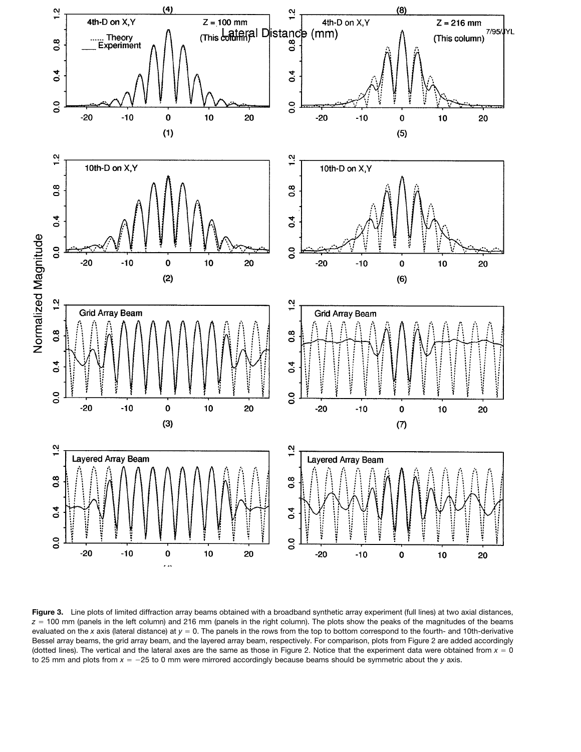**Figure 3.** Line plots of limited diffraction array beams obtained with a broadband synthetic array experiment (full lines) at two axial distances, $z$ = 100 mm (panels in the left column) and 216 mm (panels in the right column). The plots show the peaks of the magnitudes of the beams evaluated on the $x$ axis (lateral distance) at $y$ = 0. The panels in the rows from the top to bottom correspond to the fourth- and 10th-derivative Bessel array beams, the grid array beam, and the layered array beam, respectively. For comparison, plots from Figure 2 are added accordingly (dotted lines). The vertical and the lateral axes are the same as those in Figure 2. Notice that the experiment data were obtained from $x$ = 0 to 25 mm and plots from $x$ = −25 to 0 mm were mirrored accordingly because beams should be symmetric about the $y$ axis.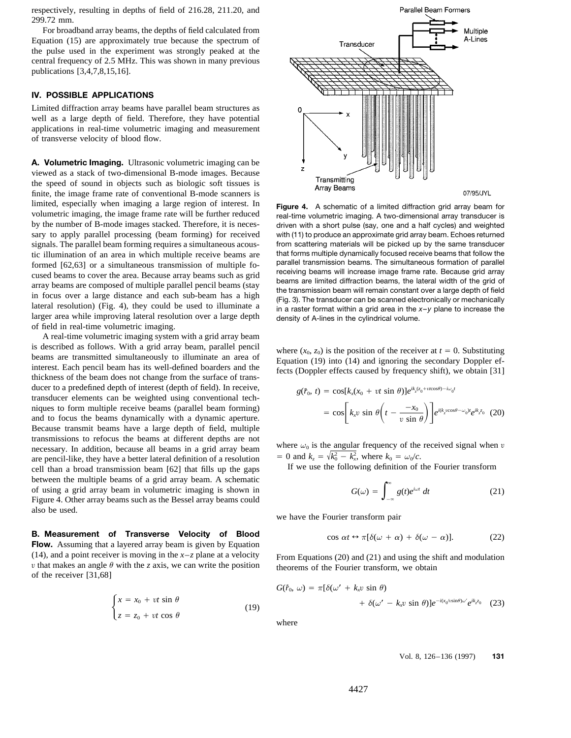respectively, resulting in depths of field of 216.28, 211.20, and 299.72 mm.

For broadband array beams, the depths of field calculated from Equation (15) are approximately true because the spectrum of the pulse used in the experiment was strongly peaked at the central frequency of 2.5 MHz. This was shown in many previous publications [3,4,7,8,15,16].

## IV. POSSIBLE APPLICATIONS

Limited diffraction array beams have parallel beam structures as well as a large depth of field. Therefore, they have potential applications in real-time volumetric imaging and measurement of transverse velocity of blood flow.

**A. Volumetric Imaging.** Ultrasonic volumetric imaging can be viewed as a stack of two-dimensional B-mode images. Because the speed of sound in objects such as biologic soft tissues is finite, the image frame rate of conventional B-mode scanners is limited, especially when imaging a large region of interest. In volumetric imaging, the image frame rate will be further reduced by the number of B-mode images stacked. Therefore, it is necessary to apply parallel processing (beam forming) for received signals. The parallel beam forming requires a simultaneous acoustic illumination of an area in which multiple receive beams are formed [62,63] or a simultaneous transmission of multiple focused beams to cover the area. Because array beams such as grid array beams are composed of multiple parallel pencil beams (stay in focus over a large distance and each sub-beam has a high lateral resolution) (Fig. 4), they could be used to illuminate a larger area while improving lateral resolution over a large depth of field in real-time volumetric imaging.

A real-time volumetric imaging system with a grid array beam is described as follows. With a grid array beam, parallel pencil beams are transmitted simultaneously to illuminate an area of interest. Each pencil beam has its well-defined boarders and the thickness of the beam does not change from the surface of transducer to a predefined depth of interest (depth of field). In receive, transducer elements can be weighted using conventional techniques to form multiple receive beams (parallel beam forming) and to focus the beams dynamically with a dynamic aperture. Because transmit beams have a large depth of field, multiple transmissions to refocus the beams at different depths are not necessary. In addition, because all beams in a grid array beam are pencil-like, they have a better lateral definition of a resolution cell than a broad transmission beam [62] that fills up the gaps between the multiple beams of a grid array beam. A schematic of using a grid array beam in volumetric imaging is shown in Figure 4. Other array beams such as the Bessel array beams could also be used.

Figure 4. A schematic of a limited diffraction grid array beam for real-time volumetric imaging. A two-dimensional array transducer is driven with a short pulse (say, one and a half cycles) and weighted with (11) to produce an approximate grid array beam. Echoes returned from scattering materials will be picked up by the same transducer that forms multiple dynamically focused receive beams that follow the parallel transmission beams. The simultaneous formation of parallel receiving beams will increase image frame rate. Because grid array beams are limited diffraction beams, the lateral width of the grid of the transmission beam will remain constant over a large depth of field (Fig. 3). The transducer can be scanned electronically or mechanically in a raster format within a grid area in the $x$–$y$ plane to increase the density of A-lines in the cylindrical volume.

**B. Measurement of Transverse Velocity of Blood Flow.** Assuming that a layered array beam is given by Equation (14), and a point receiver is moving in the $x$–$z$ plane at a velocity $v$ that makes an angle $\theta$ with the $z$ axis, we can write the position of the receiver [31,68]

$$\begin{cases} x = x_0 + vt\sin\theta \\ z = z_0 + vt\cos\theta \end{cases} \tag{19}$$

where $(x_0, z_0)$ is the position of the receiver at $t = 0$. Substituting Equation (19) into (14) and ignoring the secondary Doppler effects (Doppler effects caused by frequency shift), we obtain [31]

$$\begin{aligned} g(\vec{r}_0, t) &= \cos[k_x(x_0 + vt\sin\theta)]e^{ik_z(z_0 + vt\cos\theta) - i\omega_0 t} \\ &= \cos\left[k_x v\sin\theta\left(t - \frac{-x_0}{v\sin\theta}\right)\right]e^{i(k_z v\cos\theta - \omega_0)t}e^{ik_z z_0} \end{aligned} \tag{20}$$

where $\omega_0$ is the angular frequency of the received signal when $v = 0$ and $k_z = \sqrt{k_0^2 - k_x^2}$, where $k_0 = \omega_0/c$.

If we use the following definition of the Fourier transform

$$G(\omega) = \int_{-\infty}^{\infty} g(t)e^{i\omega t}\,dt \tag{21}$$

we have the Fourier transform pair

$$\cos\alpha t \leftrightarrow \pi[\delta(\omega + \alpha) + \delta(\omega - \alpha)]. \tag{22}$$

From Equations (20) and (21) and using the shift and modulation theorems of the Fourier transform, we obtain

$$G(\vec{r}_0, \omega) = \pi[\delta(\omega' + k_x v\sin\theta) + \delta(\omega' - k_x v\sin\theta)]e^{-i(x_0/v\sin\theta)\omega'}e^{ik_z z_0} \tag{23}$$

where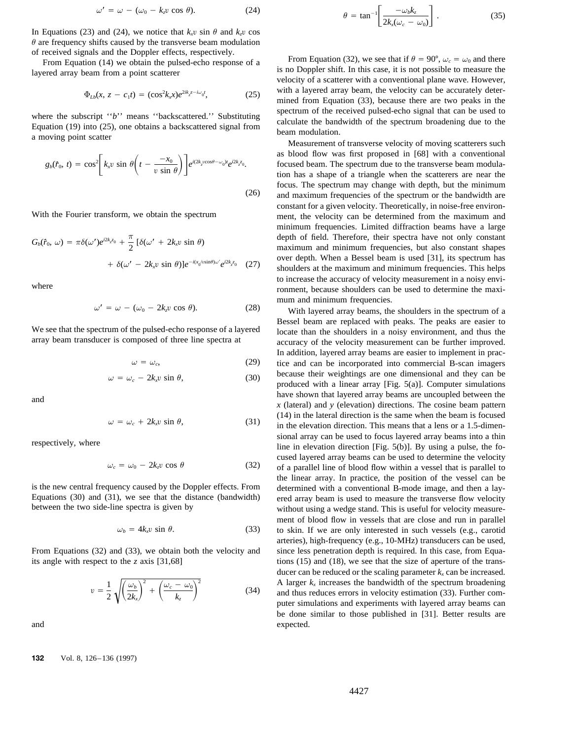$$\omega' = \omega - (\omega_0 - k_z v \cos\theta). \tag{24}$$

In Equations (23) and (24), we notice that $k_x v \sin\theta$ and $k_z v \cos\theta$ are frequency shifts caused by the transverse beam modulation of received signals and the Doppler effects, respectively.

From Equation (14) we obtain the pulsed-echo response of a layered array beam from a point scatterer

$$\Phi_{Lb}(x, z - c_1 t) = (\cos^2 k_x x) e^{2ik_z z - i\omega_0 t}, \tag{25}$$

where the subscript ''$b$'' means ''backscattered.'' Substituting Equation (19) into (25), one obtains a backscattered signal from a moving point scatter

$$g_b(\vec{r}_0, t) = \cos^2\left[k_x v \sin\theta\left(t - \frac{-x_0}{v \sin\theta}\right)\right] e^{i(2k_z v \cos\theta - \omega_0)t} e^{i2k_z z_0}. \tag{26}$$

With the Fourier transform, we obtain the spectrum

$$G_b(\vec{r}_0, \omega) = \pi\delta(\omega') e^{i2k_z z_0} + \frac{\pi}{2}[\delta(\omega' + 2k_x v \sin\theta) + \delta(\omega' - 2k_x v \sin\theta)] e^{-i(x_0/v\sin\theta)\omega'} e^{i2k_z z_0} \tag{27}$$

where

$$\omega' = \omega - (\omega_0 - 2k_z v \cos\theta). \tag{28}$$

We see that the spectrum of the pulsed-echo response of a layered array beam transducer is composed of three line spectra at

$$\omega = \omega_c, \tag{29}$$

$$\omega = \omega_c - 2k_x v \sin\theta, \tag{30}$$

and

$$\omega = \omega_c + 2k_x v \sin\theta, \tag{31}$$

respectively, where

$$\omega_c = \omega_0 - 2k_z v \cos\theta \tag{32}$$

is the new central frequency caused by the Doppler effects. From Equations (30) and (31), we see that the distance (bandwidth) between the two side-line spectra is given by

$$\omega_b = 4k_x v \sin\theta. \tag{33}$$

From Equations (32) and (33), we obtain both the velocity and its angle with respect to the $z$ axis [31,68]

$$v = \frac{1}{2}\sqrt{\left(\frac{\omega_b}{2k_x}\right)^2 + \left(\frac{\omega_c - \omega_0}{k_z}\right)^2} \tag{34}$$

and

$$\theta = \tan^{-1}\left[\frac{-\omega_b k_z}{2k_x(\omega_c - \omega_0)}\right]. \tag{35}$$

From Equation (32), we see that if $\theta = 90°$, $\omega_c = \omega_0$ and there is no Doppler shift. In this case, it is not possible to measure the velocity of a scatterer with a conventional plane wave. However, with a layered array beam, the velocity can be accurately determined from Equation (33), because there are two peaks in the spectrum of the received pulsed-echo signal that can be used to calculate the bandwidth of the spectrum broadening due to the beam modulation.

Measurement of transverse velocity of moving scatterers such as blood flow was first proposed in [68] with a conventional focused beam. The spectrum due to the transverse beam modulation has a shape of a triangle when the scatterers are near the focus. The spectrum may change with depth, but the minimum and maximum frequencies of the spectrum or the bandwidth are constant for a given velocity. Theoretically, in noise-free environment, the velocity can be determined from the maximum and minimum frequencies. Limited diffraction beams have a large depth of field. Therefore, their spectra have not only constant maximum and minimum frequencies, but also constant shapes over depth. When a Bessel beam is used [31], its spectrum has shoulders at the maximum and minimum frequencies. This helps to increase the accuracy of velocity measurement in a noisy environment, because shoulders can be used to determine the maximum and minimum frequencies.

With layered array beams, the shoulders in the spectrum of a Bessel beam are replaced with peaks. The peaks are easier to locate than the shoulders in a noisy environment, and thus the accuracy of the velocity measurement can be further improved. In addition, layered array beams are easier to implement in practice and can be incorporated into commercial B-scan imagers because their weightings are one dimensional and they can be produced with a linear array [Fig. 5(a)]. Computer simulations have shown that layered array beams are uncoupled between the $x$ (lateral) and $y$ (elevation) directions. The cosine beam pattern (14) in the lateral direction is the same when the beam is focused in the elevation direction. This means that a lens or a 1.5-dimensional array can be used to focus layered array beams into a thin line in elevation direction [Fig. 5(b)]. By using a pulse, the focused layered array beams can be used to determine the velocity of a parallel line of blood flow within a vessel that is parallel to the linear array. In practice, the position of the vessel can be determined with a conventional B-mode image, and then a layered array beam is used to measure the transverse flow velocity without using a wedge stand. This is useful for velocity measurement of blood flow in vessels that are close and run in parallel to skin. If we are only interested in such vessels (e.g., carotid arteries), high-frequency (e.g., 10-MHz) transducers can be used, since less penetration depth is required. In this case, from Equations (15) and (18), we see that the size of aperture of the transducer can be reduced or the scaling parameter $k_x$ can be increased. A larger $k_x$ increases the bandwidth of the spectrum broadening and thus reduces errors in velocity estimation (33). Further computer simulations and experiments with layered array beams can be done similar to those published in [31]. Better results are expected.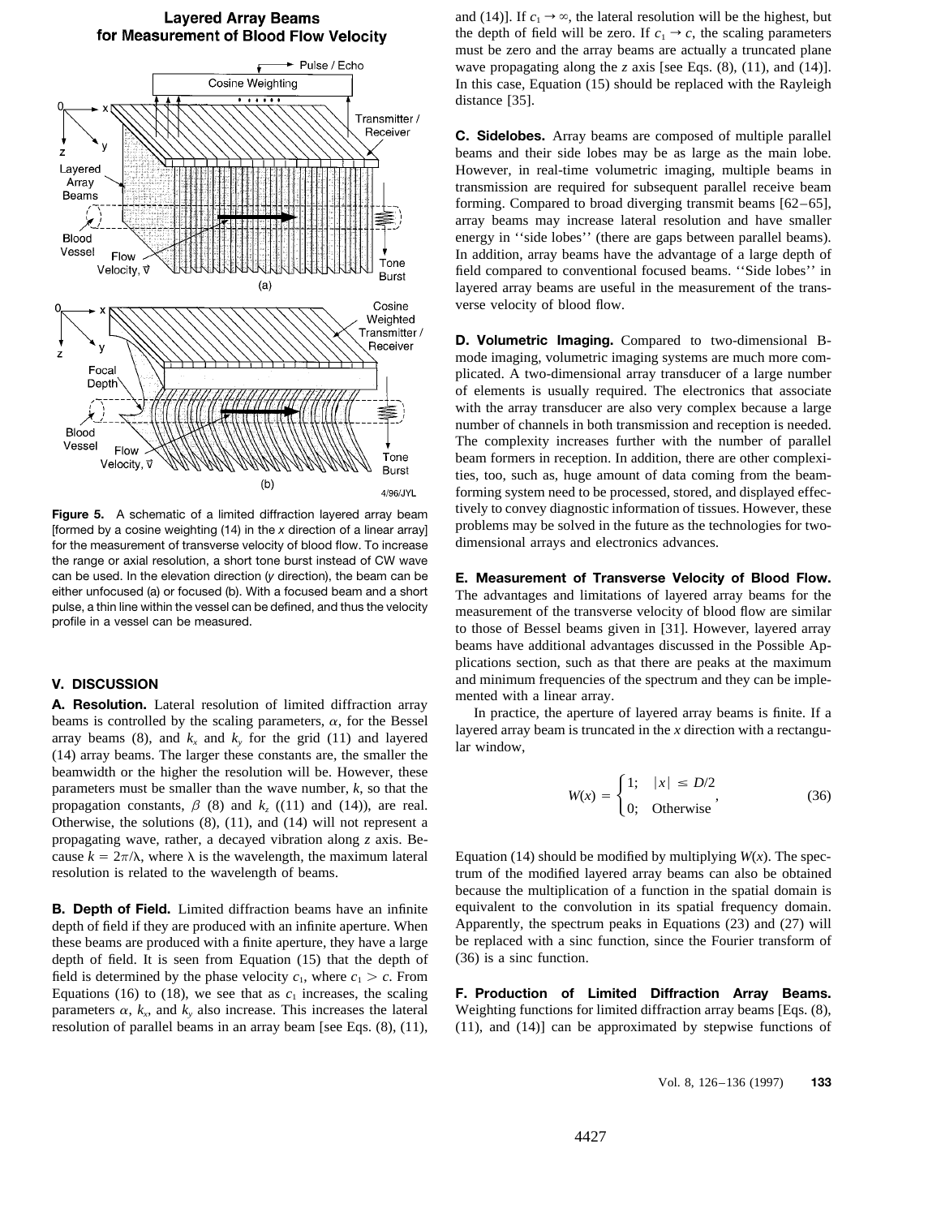**Layered Array Beams for Measurement of Blood Flow Velocity**

**Figure 5.** A schematic of a limited diffraction layered array beam [formed by a cosine weighting (14) in the $x$ direction of a linear array] for the measurement of transverse velocity of blood flow. To increase the range or axial resolution, a short tone burst instead of CW wave can be used. In the elevation direction ($y$ direction), the beam can be either unfocused (a) or focused (b). With a focused beam and a short pulse, a thin line within the vessel can be defined, and thus the velocity profile in a vessel can be measured.

## V. DISCUSSION

**A. Resolution.** Lateral resolution of limited diffraction array beams is controlled by the scaling parameters, $\alpha$, for the Bessel array beams (8), and $k_x$ and $k_y$ for the grid (11) and layered (14) array beams. The larger these constants are, the smaller the beamwidth or the higher the resolution will be. However, these parameters must be smaller than the wave number, $k$, so that the propagation constants, $\beta$ (8) and $k_z$ ((11) and (14)), are real. Otherwise, the solutions (8), (11), and (14) will not represent a propagating wave, rather, a decayed vibration along $z$ axis. Because $k = 2\pi/\lambda$, where $\lambda$ is the wavelength, the maximum lateral resolution is related to the wavelength of beams.

**B. Depth of Field.** Limited diffraction beams have an infinite depth of field if they are produced with an infinite aperture. When these beams are produced with a finite aperture, they have a large depth of field. It is seen from Equation (15) that the depth of field is determined by the phase velocity $c_1$, where $c_1 > c$. From Equations (16) to (18), we see that as $c_1$ increases, the scaling parameters $\alpha$, $k_x$, and $k_y$ also increase. This increases the lateral resolution of parallel beams in an array beam [see Eqs. (8), (11), and (14)]. If $c_1 \to \infty$, the lateral resolution will be the highest, but the depth of field will be zero. If $c_1 \to c$, the scaling parameters must be zero and the array beams are actually a truncated plane wave propagating along the $z$ axis [see Eqs. (8), (11), and (14)]. In this case, Equation (15) should be replaced with the Rayleigh distance [35].

**C. Sidelobes.** Array beams are composed of multiple parallel beams and their side lobes may be as large as the main lobe. However, in real-time volumetric imaging, multiple beams in transmission are required for subsequent parallel receive beam forming. Compared to broad diverging transmit beams [62–65], array beams may increase lateral resolution and have smaller energy in ''side lobes'' (there are gaps between parallel beams). In addition, array beams have the advantage of a large depth of field compared to conventional focused beams. ''Side lobes'' in layered array beams are useful in the measurement of the transverse velocity of blood flow.

**D. Volumetric Imaging.** Compared to two-dimensional B-mode imaging, volumetric imaging systems are much more complicated. A two-dimensional array transducer of a large number of elements is usually required. The electronics that associate with the array transducer are also very complex because a large number of channels in both transmission and reception is needed. The complexity increases further with the number of parallel beam formers in reception. In addition, there are other complexities, too, such as, huge amount of data coming from the beamforming system need to be processed, stored, and displayed effectively to convey diagnostic information of tissues. However, these problems may be solved in the future as the technologies for two-dimensional arrays and electronics advances.

**E. Measurement of Transverse Velocity of Blood Flow.** The advantages and limitations of layered array beams for the measurement of the transverse velocity of blood flow are similar to those of Bessel beams given in [31]. However, layered array beams have additional advantages discussed in the Possible Applications section, such as that there are peaks at the maximum and minimum frequencies of the spectrum and they can be implemented with a linear array.

In practice, the aperture of layered array beams is finite. If a layered array beam is truncated in the $x$ direction with a rectangular window,

$$W(x) = \begin{cases} 1; & |x| \le D/2 \\ 0; & \text{Otherwise} \end{cases}, \tag{36}$$

Equation (14) should be modified by multiplying $W(x)$. The spectrum of the modified layered array beams can also be obtained because the multiplication of a function in the spatial domain is equivalent to the convolution in its spatial frequency domain. Apparently, the spectrum peaks in Equations (23) and (27) will be replaced with a sinc function, since the Fourier transform of (36) is a sinc function.

**F. Production of Limited Diffraction Array Beams.** Weighting functions for limited diffraction array beams [Eqs. (8), (11), and (14)] can be approximated by stepwise functions of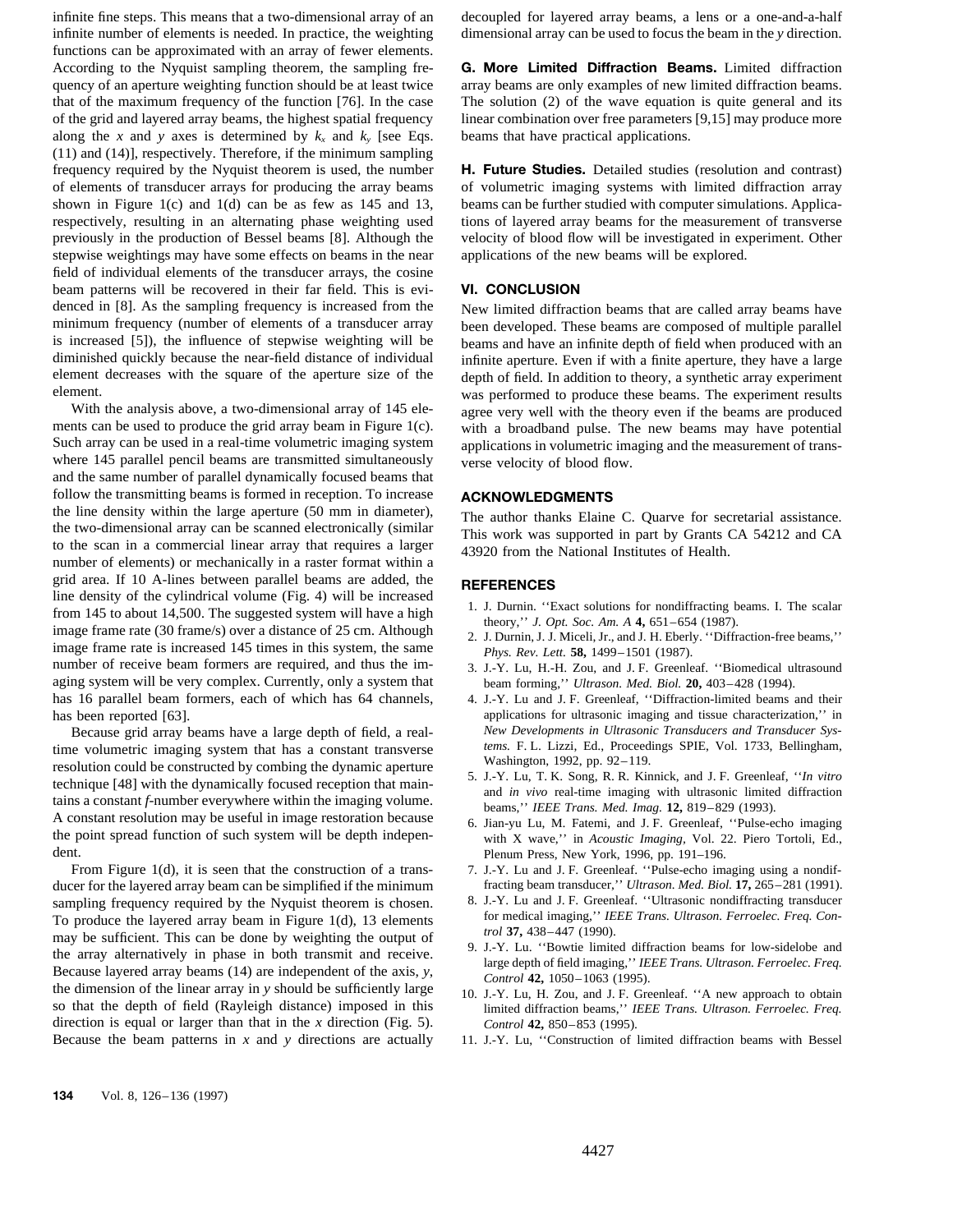infinite fine steps. This means that a two-dimensional array of an infinite number of elements is needed. In practice, the weighting functions can be approximated with an array of fewer elements. According to the Nyquist sampling theorem, the sampling frequency of an aperture weighting function should be at least twice that of the maximum frequency of the function [76]. In the case of the grid and layered array beams, the highest spatial frequency along the $x$ and $y$ axes is determined by $k_x$ and $k_y$ [see Eqs. (11) and (14)], respectively. Therefore, if the minimum sampling frequency required by the Nyquist theorem is used, the number of elements of transducer arrays for producing the array beams shown in Figure 1(c) and 1(d) can be as few as 145 and 13, respectively, resulting in an alternating phase weighting used previously in the production of Bessel beams [8]. Although the stepwise weightings may have some effects on beams in the near field of individual elements of the transducer arrays, the cosine beam patterns will be recovered in their far field. This is evidenced in [8]. As the sampling frequency is increased from the minimum frequency (number of elements of a transducer array is increased [5]), the influence of stepwise weighting will be diminished quickly because the near-field distance of individual element decreases with the square of the aperture size of the element.

With the analysis above, a two-dimensional array of 145 elements can be used to produce the grid array beam in Figure 1(c). Such array can be used in a real-time volumetric imaging system where 145 parallel pencil beams are transmitted simultaneously and the same number of parallel dynamically focused beams that follow the transmitting beams is formed in reception. To increase the line density within the large aperture (50 mm in diameter), the two-dimensional array can be scanned electronically (similar to the scan in a commercial linear array that requires a larger number of elements) or mechanically in a raster format within a grid area. If 10 A-lines between parallel beams are added, the line density of the cylindrical volume (Fig. 4) will be increased from 145 to about 14,500. The suggested system will have a high image frame rate (30 frame/s) over a distance of 25 cm. Although image frame rate is increased 145 times in this system, the same number of receive beam formers are required, and thus the imaging system will be very complex. Currently, only a system that has 16 parallel beam formers, each of which has 64 channels, has been reported [63].

Because grid array beams have a large depth of field, a real-time volumetric imaging system that has a constant transverse resolution could be constructed by combing the dynamic aperture technique [48] with the dynamically focused reception that maintains a constant $f$-number everywhere within the imaging volume. A constant resolution may be useful in image restoration because the point spread function of such system will be depth independent.

From Figure 1(d), it is seen that the construction of a transducer for the layered array beam can be simplified if the minimum sampling frequency required by the Nyquist theorem is chosen. To produce the layered array beam in Figure 1(d), 13 elements may be sufficient. This can be done by weighting the output of the array alternatively in phase in both transmit and receive. Because layered array beams (14) are independent of the axis, $y$, the dimension of the linear array in $y$ should be sufficiently large so that the depth of field (Rayleigh distance) imposed in this direction is equal or larger than that in the $x$ direction (Fig. 5). Because the beam patterns in $x$ and $y$ directions are actually decoupled for layered array beams, a lens or a one-and-a-half dimensional array can be used to focus the beam in the $y$ direction.

**G. More Limited Diffraction Beams.** Limited diffraction array beams are only examples of new limited diffraction beams. The solution (2) of the wave equation is quite general and its linear combination over free parameters [9,15] may produce more beams that have practical applications.

**H. Future Studies.** Detailed studies (resolution and contrast) of volumetric imaging systems with limited diffraction array beams can be further studied with computer simulations. Applications of layered array beams for the measurement of transverse velocity of blood flow will be investigated in experiment. Other applications of the new beams will be explored.

## VI. CONCLUSION

New limited diffraction beams that are called array beams have been developed. These beams are composed of multiple parallel beams and have an infinite depth of field when produced with an infinite aperture. Even if with a finite aperture, they have a large depth of field. In addition to theory, a synthetic array experiment was performed to produce these beams. The experiment results agree very well with the theory even if the beams are produced with a broadband pulse. The new beams may have potential applications in volumetric imaging and the measurement of transverse velocity of blood flow.

## ACKNOWLEDGMENTS

The author thanks Elaine C. Quarve for secretarial assistance. This work was supported in part by Grants CA 54212 and CA 43920 from the National Institutes of Health.

## REFERENCES

1. J. Durnin. ''Exact solutions for nondiffracting beams. I. The scalar theory,'' *J. Opt. Soc. Am. A* **4,** 651–654 (1987).
2. J. Durnin, J. J. Miceli, Jr., and J. H. Eberly. ''Diffraction-free beams,'' *Phys. Rev. Lett.* **58,** 1499–1501 (1987).
3. J.-Y. Lu, H.-H. Zou, and J. F. Greenleaf. ''Biomedical ultrasound beam forming,'' *Ultrason. Med. Biol.* **20,** 403–428 (1994).
4. J.-Y. Lu and J. F. Greenleaf, ''Diffraction-limited beams and their applications for ultrasonic imaging and tissue characterization,'' in *New Developments in Ultrasonic Transducers and Transducer Systems.* F. L. Lizzi, Ed., Proceedings SPIE, Vol. 1733, Bellingham, Washington, 1992, pp. 92–119.
5. J.-Y. Lu, T. K. Song, R. R. Kinnick, and J. F. Greenleaf, ''*In vitro* and *in vivo* real-time imaging with ultrasonic limited diffraction beams,'' *IEEE Trans. Med. Imag.* **12,** 819–829 (1993).
6. Jian-yu Lu, M. Fatemi, and J. F. Greenleaf, ''Pulse-echo imaging with X wave,'' in *Acoustic Imaging*, Vol. 22. Piero Tortoli, Ed., Plenum Press, New York, 1996, pp. 191–196.
7. J.-Y. Lu and J. F. Greenleaf. ''Pulse-echo imaging using a nondiffracting beam transducer,'' *Ultrason. Med. Biol.* **17,** 265–281 (1991).
8. J.-Y. Lu and J. F. Greenleaf. ''Ultrasonic nondiffracting transducer for medical imaging,'' *IEEE Trans. Ultrason. Ferroelec. Freq. Control* **37,** 438–447 (1990).
9. J.-Y. Lu. ''Bowtie limited diffraction beams for low-sidelobe and large depth of field imaging,'' *IEEE Trans. Ultrason. Ferroelec. Freq. Control* **42,** 1050–1063 (1995).
10. J.-Y. Lu, H. Zou, and J. F. Greenleaf. ''A new approach to obtain limited diffraction beams,'' *IEEE Trans. Ultrason. Ferroelec. Freq. Control* **42,** 850–853 (1995).
11. J.-Y. Lu, ''Construction of limited diffraction beams with Bessel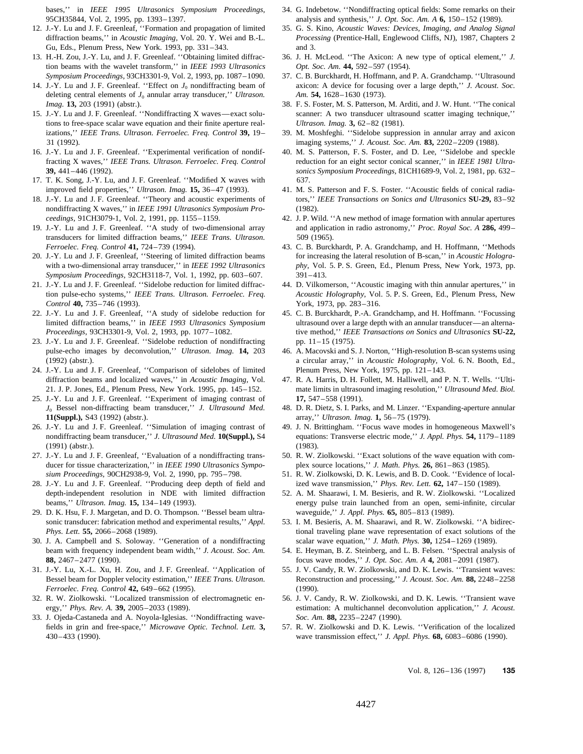bases,'' in *IEEE 1995 Ultrasonics Symposium Proceedings,* 95CH35844, Vol. 2, 1995, pp. 1393–1397.

12. J.-Y. Lu and J. F. Greenleaf, ''Formation and propagation of limited diffraction beams,'' in *Acoustic Imaging,* Vol. 20. Y. Wei and B.-L. Gu, Eds., Plenum Press, New York. 1993, pp. 331–343.
13. H.-H. Zou, J.-Y. Lu, and J. F. Greenleaf. ''Obtaining limited diffraction beams with the wavelet transform,'' in *IEEE 1993 Ultrasonics Symposium Proceedings,* 93CH3301-9, Vol. 2, 1993, pp. 1087–1090.
14. J.-Y. Lu and J. F. Greenleaf. ''Effect on $J_0$ nondiffracting beam of deleting central elements of $J_0$ annular array transducer,'' *Ultrason. Imag.* **13,** 203 (1991) (abstr.).
15. J.-Y. Lu and J. F. Greenleaf. ''Nondiffracting X waves—exact solutions to free-space scalar wave equation and their finite aperture realizations,'' *IEEE Trans. Ultrason. Ferroelec. Freq. Control* **39,** 19–31 (1992).
16. J.-Y. Lu and J. F. Greenleaf. ''Experimental verification of nondiffracting X waves,'' *IEEE Trans. Ultrason. Ferroelec. Freq. Control* **39,** 441–446 (1992).
17. T. K. Song, J.-Y. Lu, and J. F. Greenleaf. ''Modified X waves with improved field properties,'' *Ultrason. Imag.* **15,** 36–47 (1993).
18. J.-Y. Lu and J. F. Greenleaf. ''Theory and acoustic experiments of nondiffracting X waves,'' in *IEEE 1991 Ultrasonics Symposium Proceedings,* 91CH3079-1, Vol. 2, 1991, pp. 1155–1159.
19. J.-Y. Lu and J. F. Greenleaf. ''A study of two-dimensional array transducers for limited diffraction beams,'' *IEEE Trans. Ultrason. Ferroelec. Freq. Control* **41,** 724–739 (1994).
20. J.-Y. Lu and J. F. Greenleaf, ''Steering of limited diffraction beams with a two-dimensional array transducer,'' in *IEEE 1992 Ultrasonics Symposium Proceedings,* 92CH3118-7, Vol. 1, 1992, pp. 603–607.
21. J.-Y. Lu and J. F. Greenleaf. ''Sidelobe reduction for limited diffraction pulse-echo systems,'' *IEEE Trans. Ultrason. Ferroelec. Freq. Control* **40,** 735–746 (1993).
22. J.-Y. Lu and J. F. Greenleaf, ''A study of sidelobe reduction for limited diffraction beams,'' in *IEEE 1993 Ultrasonics Symposium Proceedings,* 93CH3301-9, Vol. 2, 1993, pp. 1077–1082.
23. J.-Y. Lu and J. F. Greenleaf. ''Sidelobe reduction of nondiffracting pulse-echo images by deconvolution,'' *Ultrason. Imag.* **14,** 203 (1992) (abstr.).
24. J.-Y. Lu and J. F. Greenleaf, ''Comparison of sidelobes of limited diffraction beams and localized waves,'' in *Acoustic Imaging,* Vol. 21. J. P. Jones, Ed., Plenum Press, New York. 1995, pp. 145–152.
25. J.-Y. Lu and J. F. Greenleaf. ''Experiment of imaging contrast of $J_0$ Bessel non-diffracting beam transducer,'' *J. Ultrasound Med.* **11(Suppl.),** S43 (1992) (abstr.).
26. J.-Y. Lu and J. F. Greenleaf. ''Simulation of imaging contrast of nondiffracting beam transducer,'' *J. Ultrasound Med.* **10(Suppl.),** S4 (1991) (abstr.).
27. J.-Y. Lu and J. F. Greenleaf, ''Evaluation of a nondiffracting transducer for tissue characterization,'' in *IEEE 1990 Ultrasonics Symposium Proceedings,* 90CH2938-9, Vol. 2, 1990, pp. 795–798.
28. J.-Y. Lu and J. F. Greenleaf. ''Producing deep depth of field and depth-independent resolution in NDE with limited diffraction beams,'' *Ultrason. Imag.* **15,** 134–149 (1993).
29. D. K. Hsu, F. J. Margetan, and D. O. Thompson. ''Bessel beam ultrasonic transducer: fabrication method and experimental results,'' *Appl. Phys. Lett.* **55,** 2066–2068 (1989).
30. J. A. Campbell and S. Soloway. ''Generation of a nondiffracting beam with frequency independent beam width,'' *J. Acoust. Soc. Am.* **88,** 2467–2477 (1990).
31. J.-Y. Lu, X.-L. Xu, H. Zou, and J. F. Greenleaf. ''Application of Bessel beam for Doppler velocity estimation,'' *IEEE Trans. Ultrason. Ferroelec. Freq. Control* **42,** 649–662 (1995).
32. R. W. Ziolkowski. ''Localized transmission of electromagnetic energy,'' *Phys. Rev. A.* **39,** 2005–2033 (1989).
33. J. Ojeda-Castaneda and A. Noyola-Iglesias. ''Nondiffracting wavefields in grin and free-space,'' *Microwave Optic. Technol. Lett.* **3,** 430–433 (1990).
34. G. Indebetow. ''Nondiffracting optical fields: Some remarks on their analysis and synthesis,'' *J. Opt. Soc. Am. A* **6,** 150–152 (1989).
35. G. S. Kino, *Acoustic Waves: Devices, Imaging, and Analog Signal Processing* (Prentice-Hall, Englewood Cliffs, NJ), 1987, Chapters 2 and 3.
36. J. H. McLeod. ''The Axicon: A new type of optical element,'' *J. Opt. Soc. Am.* **44,** 592–597 (1954).
37. C. B. Burckhardt, H. Hoffmann, and P. A. Grandchamp. ''Ultrasound axicon: A device for focusing over a large depth,'' *J. Acoust. Soc. Am.* **54,** 1628–1630 (1973).
38. F. S. Foster, M. S. Patterson, M. Arditi, and J. W. Hunt. ''The conical scanner: A two transducer ultrasound scatter imaging technique,'' *Ultrason. Imag.* **3,** 62–82 (1981).
39. M. Moshfeghi. ''Sidelobe suppression in annular array and axicon imaging systems,'' *J. Acoust. Soc. Am.* **83,** 2202–2209 (1988).
40. M. S. Patterson, F. S. Foster, and D. Lee, ''Sidelobe and speckle reduction for an eight sector conical scanner,'' in *IEEE 1981 Ultrasonics Symposium Proceedings,* 81CH1689-9, Vol. 2, 1981, pp. 632–637.
41. M. S. Patterson and F. S. Foster. ''Acoustic fields of conical radiators,'' *IEEE Transactions on Sonics and Ultrasonics* **SU-29,** 83–92 (1982).
42. J. P. Wild. ''A new method of image formation with annular apertures and application in radio astronomy,'' *Proc. Royal Soc. A* **286,** 499–509 (1965).
43. C. B. Burckhardt, P. A. Grandchamp, and H. Hoffmann, ''Methods for increasing the lateral resolution of B-scan,'' in *Acoustic Holography,* Vol. 5. P. S. Green, Ed., Plenum Press, New York, 1973, pp. 391–413.
44. D. Vilkomerson, ''Acoustic imaging with thin annular apertures,'' in *Acoustic Holography,* Vol. 5. P. S. Green, Ed., Plenum Press, New York, 1973, pp. 283–316.
45. C. B. Burckhardt, P.-A. Grandchamp, and H. Hoffmann. ''Focussing ultrasound over a large depth with an annular transducer—an alternative method,'' *IEEE Transactions on Sonics and Ultrasonics* **SU-22,** pp. 11–15 (1975).
46. A. Macovski and S. J. Norton, ''High-resolution B-scan systems using a circular array,'' in *Acoustic Holography,* Vol. 6. N. Booth, Ed., Plenum Press, New York, 1975, pp. 121–143.
47. R. A. Harris, D. H. Follett, M. Halliwell, and P. N. T. Wells. ''Ultimate limits in ultrasound imaging resolution,'' *Ultrasound Med. Biol.* **17,** 547–558 (1991).
48. D. R. Dietz, S. I. Parks, and M. Linzer. ''Expanding-aperture annular array,'' *Ultrason. Imag.* **1,** 56–75 (1979).
49. J. N. Brittingham. ''Focus wave modes in homogeneous Maxwell's equations: Transverse electric mode,'' *J. Appl. Phys.* **54,** 1179–1189 (1983).
50. R. W. Ziolkowski. ''Exact solutions of the wave equation with complex source locations,'' *J. Math. Phys.* **26,** 861–863 (1985).
51. R. W. Ziolkowski, D. K. Lewis, and B. D. Cook. ''Evidence of localized wave transmission,'' *Phys. Rev. Lett.* **62,** 147–150 (1989).
52. A. M. Shaarawi, I. M. Besieris, and R. W. Ziolkowski. ''Localized energy pulse train launched from an open, semi-infinite, circular waveguide,'' *J. Appl. Phys.* **65,** 805–813 (1989).
53. I. M. Besieris, A. M. Shaarawi, and R. W. Ziolkowski. ''A bidirectional traveling plane wave representation of exact solutions of the scalar wave equation,'' *J. Math. Phys.* **30,** 1254–1269 (1989).
54. E. Heyman, B. Z. Steinberg, and L. B. Felsen. ''Spectral analysis of focus wave modes,'' *J. Opt. Soc. Am. A* **4,** 2081–2091 (1987).
55. J. V. Candy, R. W. Ziolkowski, and D. K. Lewis. ''Transient waves: Reconstruction and processing,'' *J. Acoust. Soc. Am.* **88,** 2248–2258 (1990).
56. J. V. Candy, R. W. Ziolkowski, and D. K. Lewis. ''Transient wave estimation: A multichannel deconvolution application,'' *J. Acoust. Soc. Am.* **88,** 2235–2247 (1990).
57. R. W. Ziolkowski and D. K. Lewis. ''Verification of the localized wave transmission effect,'' *J. Appl. Phys.* **68,** 6083–6086 (1990).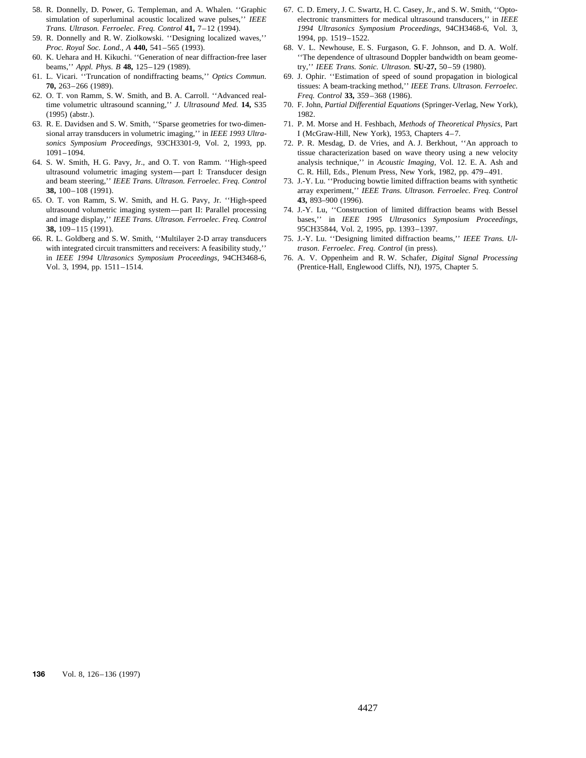58. R. Donnelly, D. Power, G. Templeman, and A. Whalen. ''Graphic simulation of superluminal acoustic localized wave pulses,'' *IEEE Trans. Ultrason. Ferroelec. Freq. Control* **41,** 7–12 (1994).
59. R. Donnelly and R. W. Ziolkowski. ''Designing localized waves,'' *Proc. Royal Soc. Lond., A* **440,** 541–565 (1993).
60. K. Uehara and H. Kikuchi. ''Generation of near diffraction-free laser beams,'' *Appl. Phys. B* **48,** 125–129 (1989).
61. L. Vicari. ''Truncation of nondiffracting beams,'' *Optics Commun.* **70,** 263–266 (1989).
62. O. T. von Ramm, S. W. Smith, and B. A. Carroll. ''Advanced real-time volumetric ultrasound scanning,'' *J. Ultrasound Med.* **14,** S35 (1995) (abstr.).
63. R. E. Davidsen and S. W. Smith, ''Sparse geometries for two-dimensional array transducers in volumetric imaging,'' in *IEEE 1993 Ultrasonics Symposium Proceedings*, 93CH3301-9, Vol. 2, 1993, pp. 1091–1094.
64. S. W. Smith, H. G. Pavy, Jr., and O. T. von Ramm. ''High-speed ultrasound volumetric imaging system—part I: Transducer design and beam steering,'' *IEEE Trans. Ultrason. Ferroelec. Freq. Control* **38,** 100–108 (1991).
65. O. T. von Ramm, S. W. Smith, and H. G. Pavy, Jr. ''High-speed ultrasound volumetric imaging system—part II: Parallel processing and image display,'' *IEEE Trans. Ultrason. Ferroelec. Freq. Control* **38,** 109–115 (1991).
66. R. L. Goldberg and S. W. Smith, ''Multilayer 2-D array transducers with integrated circuit transmitters and receivers: A feasibility study,'' in *IEEE 1994 Ultrasonics Symposium Proceedings*, 94CH3468-6, Vol. 3, 1994, pp. 1511–1514.
67. C. D. Emery, J. C. Swartz, H. C. Casey, Jr., and S. W. Smith, ''Opto-electronic transmitters for medical ultrasound transducers,'' in *IEEE 1994 Ultrasonics Symposium Proceedings*, 94CH3468-6, Vol. 3, 1994, pp. 1519–1522.
68. V. L. Newhouse, E. S. Furgason, G. F. Johnson, and D. A. Wolf. ''The dependence of ultrasound Doppler bandwidth on beam geometry,'' *IEEE Trans. Sonic. Ultrason.* **SU-27,** 50–59 (1980).
69. J. Ophir. ''Estimation of speed of sound propagation in biological tissues: A beam-tracking method,'' *IEEE Trans. Ultrason. Ferroelec. Freq. Control* **33,** 359–368 (1986).
70. F. John, *Partial Differential Equations* (Springer-Verlag, New York), 1982.
71. P. M. Morse and H. Feshbach, *Methods of Theoretical Physics*, Part I (McGraw-Hill, New York), 1953, Chapters 4–7.
72. P. R. Mesdag, D. de Vries, and A. J. Berkhout, ''An approach to tissue characterization based on wave theory using a new velocity analysis technique,'' in *Acoustic Imaging,* Vol. 12. E. A. Ash and C. R. Hill, Eds., Plenum Press, New York, 1982, pp. 479–491.
73. J.-Y. Lu. ''Producing bowtie limited diffraction beams with synthetic array experiment,'' *IEEE Trans. Ultrason. Ferroelec. Freq. Control* **43,** 893–900 (1996).
74. J.-Y. Lu, ''Construction of limited diffraction beams with Bessel bases,'' in *IEEE 1995 Ultrasonics Symposium Proceedings*, 95CH35844, Vol. 2, 1995, pp. 1393–1397.
75. J.-Y. Lu. ''Designing limited diffraction beams,'' *IEEE Trans. Ultrason. Ferroelec. Freq. Control* (in press).
76. A. V. Oppenheim and R. W. Schafer, *Digital Signal Processing* (Prentice-Hall, Englewood Cliffs, NJ), 1975, Chapter 5.